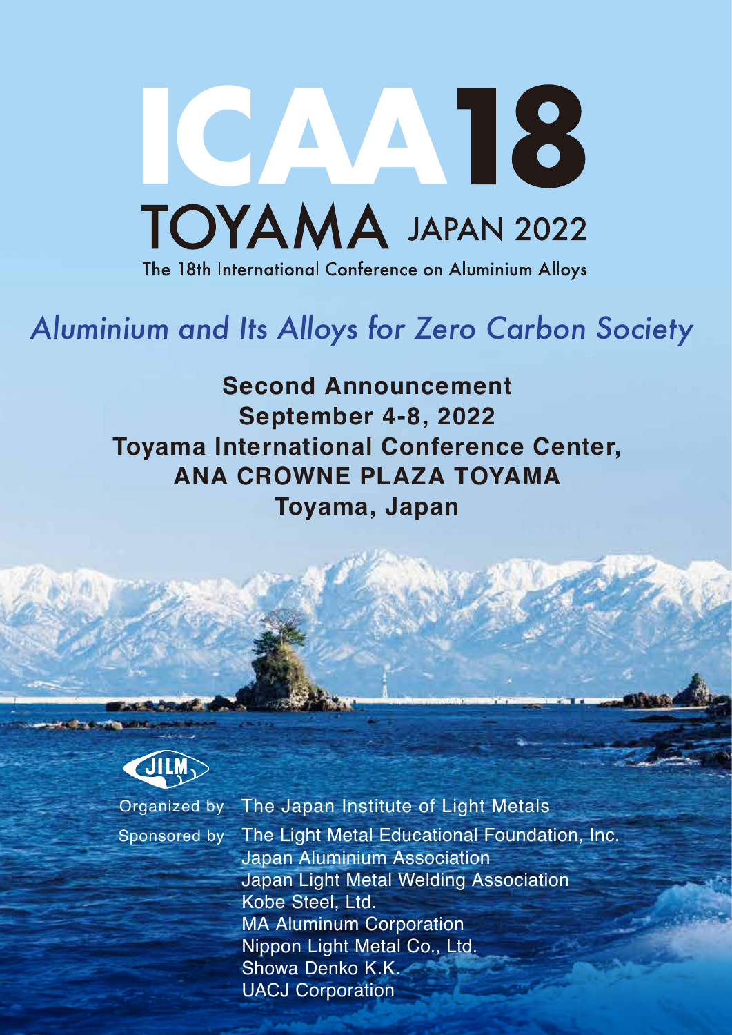# ICAA18

## TOYAMA JAPAN 2022

The 18th International Conference on Aluminium Alloys

*Aluminium and Its Alloys for Zero Carbon Society*

**Second Announcement**
**September 4-8, 2022**
**Toyama International Conference Center,**
**ANA CROWNE PLAZA TOYAMA**
**Toyama, Japan**

JILM

Organized by The Japan Institute of Light Metals

Sponsored by The Light Metal Educational Foundation, Inc.
Japan Aluminium Association
Japan Light Metal Welding Association
Kobe Steel, Ltd.
MA Aluminum Corporation
Nippon Light Metal Co., Ltd.
Showa Denko K.K.
UACJ Corporation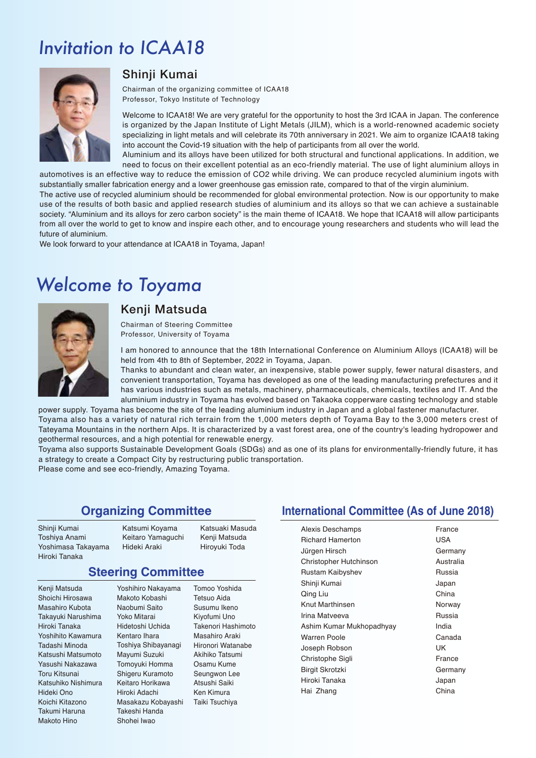# Invitation to ICAA18

## Shinji Kumai

Chairman of the organizing committee of ICAA18
Professor, Tokyo Institute of Technology

Welcome to ICAA18! We are very grateful for the opportunity to host the 3rd ICAA in Japan. The conference is organized by the Japan Institute of Light Metals (JILM), which is a world-renowned academic society specializing in light metals and will celebrate its 70th anniversary in 2021. We aim to organize ICAA18 taking into account the Covid-19 situation with the help of participants from all over the world.

Aluminium and its alloys have been utilized for both structural and functional applications. In addition, we need to focus on their excellent potential as an eco-friendly material. The use of light aluminium alloys in automotives is an effective way to reduce the emission of CO2 while driving. We can produce recycled aluminium ingots with substantially smaller fabrication energy and a lower greenhouse gas emission rate, compared to that of the virgin aluminium.

The active use of recycled aluminium should be recommended for global environmental protection. Now is our opportunity to make use of the results of both basic and applied research studies of aluminium and its alloys so that we can achieve a sustainable society. "Aluminium and its alloys for zero carbon society" is the main theme of ICAA18. We hope that ICAA18 will allow participants from all over the world to get to know and inspire each other, and to encourage young researchers and students who will lead the future of aluminium.

We look forward to your attendance at ICAA18 in Toyama, Japan!

# Welcome to Toyama

## Kenji Matsuda

Chairman of Steering Committee
Professor, University of Toyama

I am honored to announce that the 18th International Conference on Aluminium Alloys (ICAA18) will be held from 4th to 8th of September, 2022 in Toyama, Japan.

Thanks to abundant and clean water, an inexpensive, stable power supply, fewer natural disasters, and convenient transportation, Toyama has developed as one of the leading manufacturing prefectures and it has various industries such as metals, machinery, pharmaceuticals, chemicals, textiles and IT. And the aluminium industry in Toyama has evolved based on Takaoka copperware casting technology and stable power supply. Toyama has become the site of the leading aluminium industry in Japan and a global fastener manufacturer.

Toyama also has a variety of natural rich terrain from the 1,000 meters depth of Toyama Bay to the 3,000 meters crest of Tateyama Mountains in the northern Alps. It is characterized by a vast forest area, one of the country's leading hydropower and geothermal resources, and a high potential for renewable energy.

Toyama also supports Sustainable Development Goals (SDGs) and as one of its plans for environmentally-friendly future, it has a strategy to create a Compact City by restructuring public transportation.

Please come and see eco-friendly, Amazing Toyama.

## Organizing Committee

Shinji Kumai, Toshiya Anami, Yoshimasa Takayama, Hiroki Tanaka, Katsumi Koyama, Keitaro Yamaguchi, Hideki Araki, Katsuaki Masuda, Kenji Matsuda, Hiroyuki Toda

## Steering Committee

Kenji Matsuda, Shoichi Hirosawa, Masahiro Kubota, Takayuki Narushima, Hiroki Tanaka, Yoshihito Kawamura, Tadashi Minoda, Katsushi Matsumoto, Yasushi Nakazawa, Toru Kitsunai, Katsuhiko Nishimura, Hideki Ono, Koichi Kitazono, Takumi Haruna, Makoto Hino, Yoshihiro Nakayama, Makoto Kobashi, Naobumi Saito, Yoko Mitarai, Hidetoshi Uchida, Kentaro Ihara, Toshiya Shibayanagi, Mayumi Suzuki, Tomoyuki Homma, Shigeru Kuramoto, Keitaro Horikawa, Hiroki Adachi, Masakazu Kobayashi, Takeshi Handa, Shohei Iwao, Tomoo Yoshida, Tetsuo Aida, Susumu Ikeno, Kiyofumi Uno, Takenori Hashimoto, Masahiro Araki, Hironori Watanabe, Akihiko Tatsumi, Osamu Kume, Seungwon Lee, Atsushi Saiki, Ken Kimura, Taiki Tsuchiya

## International Committee (As of June 2018)

| Name | Country |
|---|---|
| Alexis Deschamps | France |
| Richard Hamerton | USA |
| Jürgen Hirsch | Germany |
| Christopher Hutchinson | Australia |
| Rustam Kaibyshev | Russia |
| Shinji Kumai | Japan |
| Qing Liu | China |
| Knut Marthinsen | Norway |
| Irina Matveeva | Russia |
| Ashim Kumar Mukhopadhyay | India |
| Warren Poole | Canada |
| Joseph Robson | UK |
| Christophe Sigli | France |
| Birgit Skrotzki | Germany |
| Hiroki Tanaka | Japan |
| Hai Zhang | China |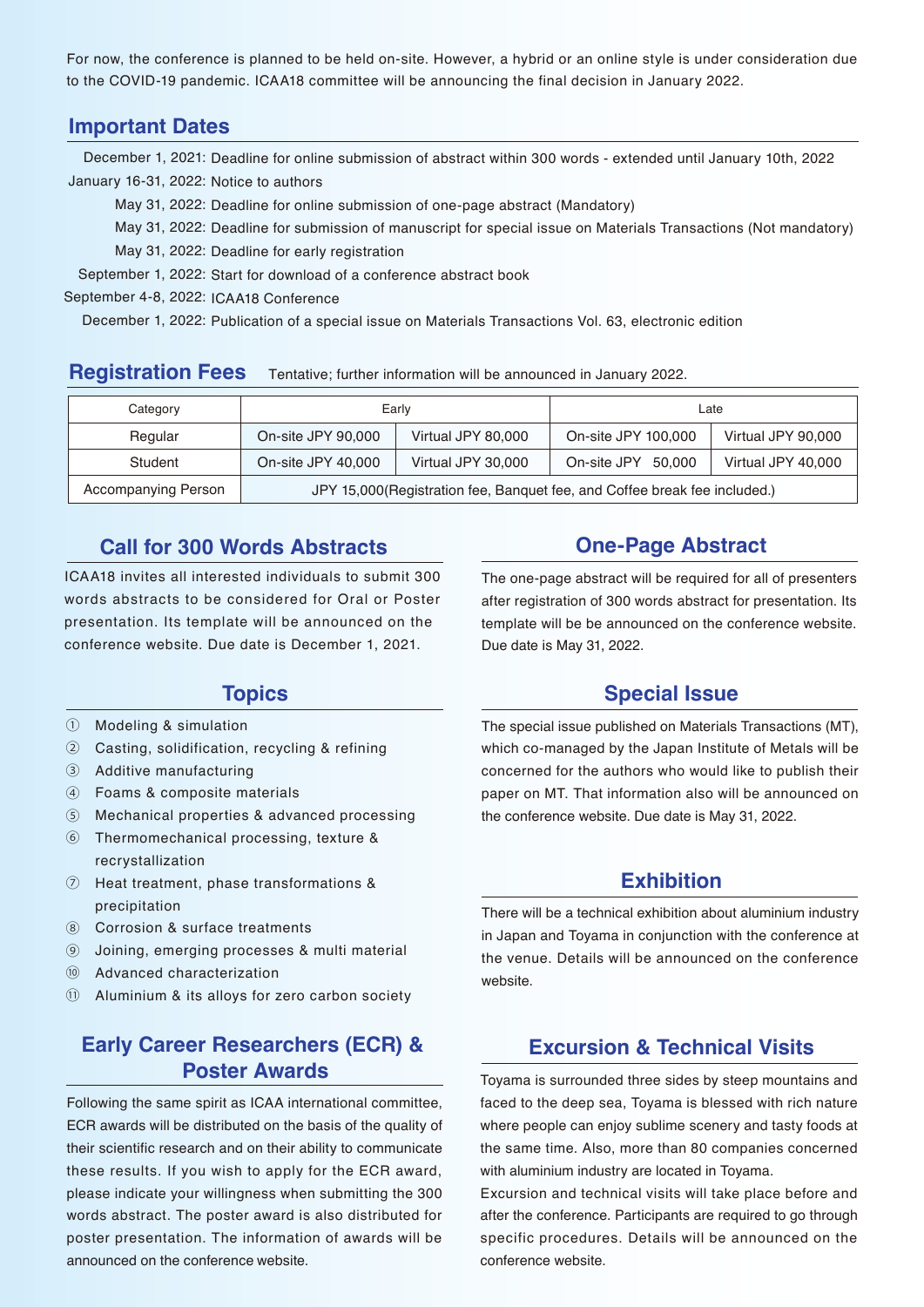For now, the conference is planned to be held on-site. However, a hybrid or an online style is under consideration due to the COVID-19 pandemic. ICAA18 committee will be announcing the final decision in January 2022.

## Important Dates

December 1, 2021: Deadline for online submission of abstract within 300 words - extended until January 10th, 2022

January 16-31, 2022: Notice to authors

May 31, 2022: Deadline for online submission of one-page abstract (Mandatory)

May 31, 2022: Deadline for submission of manuscript for special issue on Materials Transactions (Not mandatory)

May 31, 2022: Deadline for early registration

September 1, 2022: Start for download of a conference abstract book

September 4-8, 2022: ICAA18 Conference

December 1, 2022: Publication of a special issue on Materials Transactions Vol. 63, electronic edition

## Registration Fees

Tentative; further information will be announced in January 2022.

| Category | Early | | Late | |
|---|---|---|---|---|
| Regular | On-site JPY 90,000 | Virtual JPY 80,000 | On-site JPY 100,000 | Virtual JPY 90,000 |
| Student | On-site JPY 40,000 | Virtual JPY 30,000 | On-site JPY 50,000 | Virtual JPY 40,000 |
| Accompanying Person | JPY 15,000(Registration fee, Banquet fee, and Coffee break fee included.) | | | |

## Call for 300 Words Abstracts

ICAA18 invites all interested individuals to submit 300 words abstracts to be considered for Oral or Poster presentation. Its template will be announced on the conference website. Due date is December 1, 2021.

## Topics

① Modeling & simulation
② Casting, solidification, recycling & refining
③ Additive manufacturing
④ Foams & composite materials
⑤ Mechanical properties & advanced processing
⑥ Thermomechanical processing, texture & recrystallization
⑦ Heat treatment, phase transformations & precipitation
⑧ Corrosion & surface treatments
⑨ Joining, emerging processes & multi material
⑩ Advanced characterization
⑪ Aluminium & its alloys for zero carbon society

## Early Career Researchers (ECR) & Poster Awards

Following the same spirit as ICAA international committee, ECR awards will be distributed on the basis of the quality of their scientific research and on their ability to communicate these results. If you wish to apply for the ECR award, please indicate your willingness when submitting the 300 words abstract. The poster award is also distributed for poster presentation. The information of awards will be announced on the conference website.

## One-Page Abstract

The one-page abstract will be required for all of presenters after registration of 300 words abstract for presentation. Its template will be be announced on the conference website. Due date is May 31, 2022.

## Special Issue

The special issue published on Materials Transactions (MT), which co-managed by the Japan Institute of Metals will be concerned for the authors who would like to publish their paper on MT. That information also will be announced on the conference website. Due date is May 31, 2022.

## Exhibition

There will be a technical exhibition about aluminium industry in Japan and Toyama in conjunction with the conference at the venue. Details will be announced on the conference website.

## Excursion & Technical Visits

Toyama is surrounded three sides by steep mountains and faced to the deep sea, Toyama is blessed with rich nature where people can enjoy sublime scenery and tasty foods at the same time. Also, more than 80 companies concerned with aluminium industry are located in Toyama.

Excursion and technical visits will take place before and after the conference. Participants are required to go through specific procedures. Details will be announced on the conference website.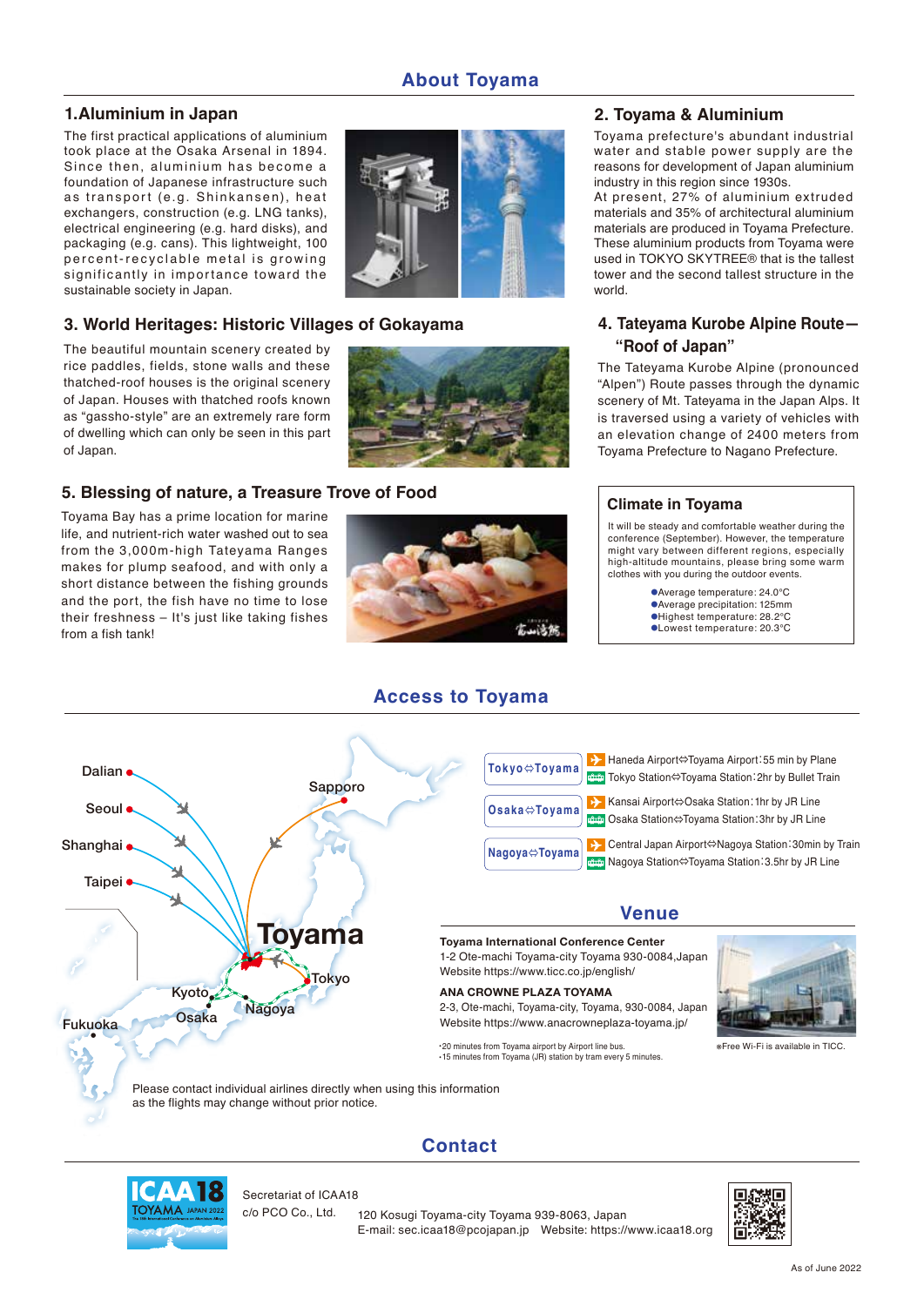# About Toyama

## 1.Aluminium in Japan

The first practical applications of aluminium took place at the Osaka Arsenal in 1894. Since then, aluminium has become a foundation of Japanese infrastructure such as transport (e.g. Shinkansen), heat exchangers, construction (e.g. LNG tanks), electrical engineering (e.g. hard disks), and packaging (e.g. cans). This lightweight, 100 percent-recyclable metal is growing significantly in importance toward the sustainable society in Japan.

## 2. Toyama & Aluminium

Toyama prefecture's abundant industrial water and stable power supply are the reasons for development of Japan aluminium industry in this region since 1930s.
At present, 27% of aluminium extruded materials and 35% of architectural aluminium materials are produced in Toyama Prefecture. These aluminium products from Toyama were used in TOKYO SKYTREE® that is the tallest tower and the second tallest structure in the world.

## 3. World Heritages: Historic Villages of Gokayama

The beautiful mountain scenery created by rice paddles, fields, stone walls and these thatched-roof houses is the original scenery of Japan. Houses with thatched roofs known as "gassho-style" are an extremely rare form of dwelling which can only be seen in this part of Japan.

## 4. Tateyama Kurobe Alpine Route— "Roof of Japan"

The Tateyama Kurobe Alpine (pronounced "Alpen") Route passes through the dynamic scenery of Mt. Tateyama in the Japan Alps. It is traversed using a variety of vehicles with an elevation change of 2400 meters from Toyama Prefecture to Nagano Prefecture.

## 5. Blessing of nature, a Treasure Trove of Food

Toyama Bay has a prime location for marine life, and nutrient-rich water washed out to sea from the 3,000m-high Tateyama Ranges makes for plump seafood, and with only a short distance between the fishing grounds and the port, the fish have no time to lose their freshness – It's just like taking fishes from a fish tank!

### Climate in Toyama

It will be steady and comfortable weather during the conference (September). However, the temperature might vary between different regions, especially high-altitude mountains, please bring some warm clothes with you during the outdoor events.

- Average temperature: 24.0°C
- Average precipitation: 125mm
- Highest temperature: 28.2°C
- Lowest temperature: 20.3°C

# Access to Toyama

Dalian
Seoul
Shanghai
Taipei
Sapporo
Toyama
Tokyo
Kyoto
Osaka
Nagoya
Fukuoka

**Tokyo⇔Toyama**
- Haneda Airport⇔Toyama Airport: 55 min by Plane
- Tokyo Station⇔Toyama Station: 2hr by Bullet Train

**Osaka⇔Toyama**
- Kansai Airport⇔Osaka Station: 1hr by JR Line
- Osaka Station⇔Toyama Station: 3hr by JR Line

**Nagoya⇔Toyama**
- Central Japan Airport⇔Nagoya Station: 30min by Train
- Nagoya Station⇔Toyama Station: 3.5hr by JR Line

Please contact individual airlines directly when using this information as the flights may change without prior notice.

## Venue

**Toyama International Conference Center**
1-2 Ote-machi Toyama-city Toyama 930-0084,Japan
Website https://www.ticc.co.jp/english/

**ANA CROWNE PLAZA TOYAMA**
2-3, Ote-machi, Toyama-city, Toyama, 930-0084, Japan
Website https://www.anacrowneplaza-toyama.jp/

・20 minutes from Toyama airport by Airport line bus.
・15 minutes from Toyama (JR) station by tram every 5 minutes.

※Free Wi-Fi is available in TICC.

# Contact

Secretariat of ICAA18
c/o PCO Co., Ltd. 120 Kosugi Toyama-city Toyama 939-8063, Japan
E-mail: sec.icaa18@pcojapan.jp Website: https://www.icaa18.org

As of June 2022